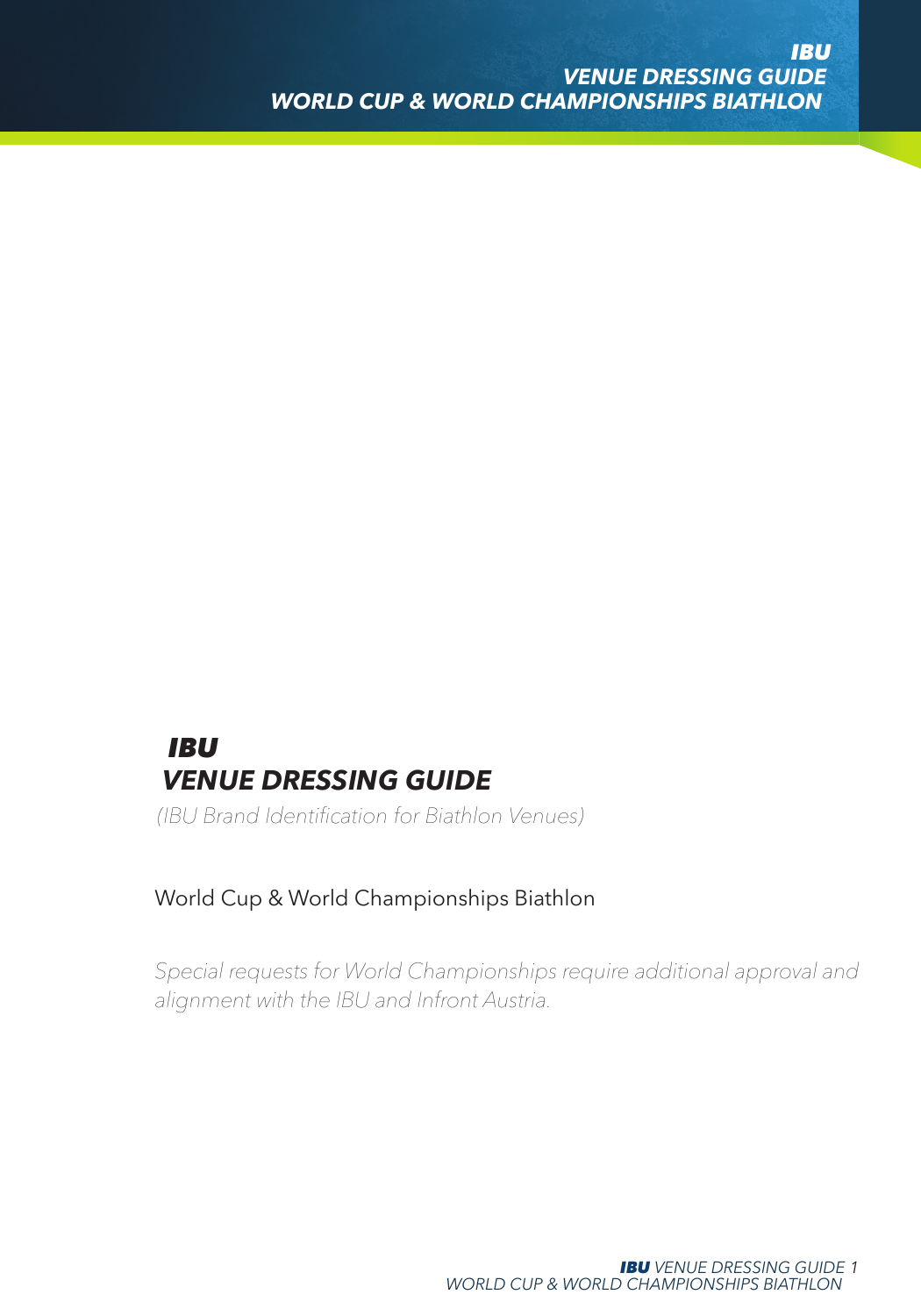# *IBU*
# *VENUE DRESSING GUIDE*

*(IBU Brand Identification for Biathlon Venues)*

World Cup & World Championships Biathlon

*Special requests for World Championships require additional approval and alignment with the IBU and Infront Austria.*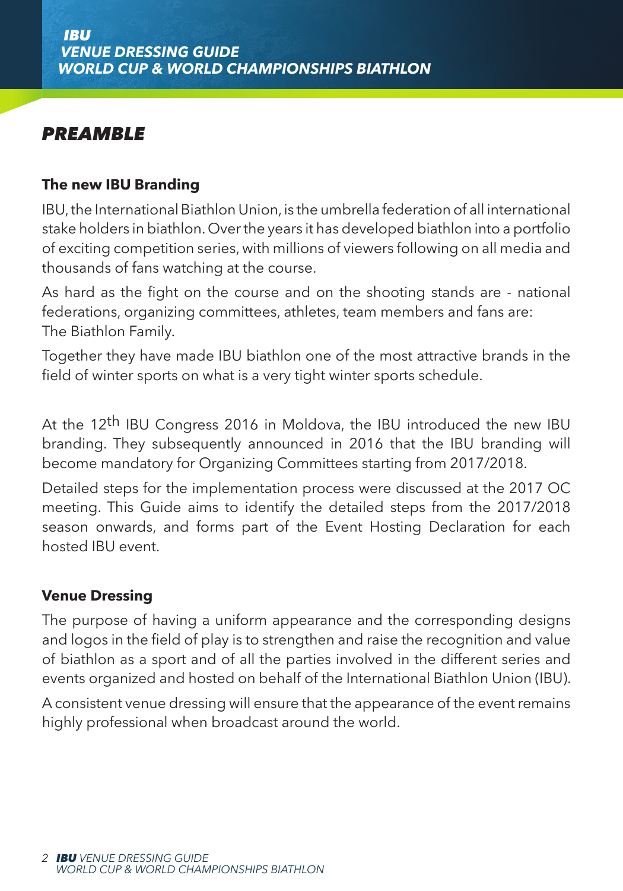## PREAMBLE

### The new IBU Branding

IBU, the International Biathlon Union, is the umbrella federation of all international stake holders in biathlon. Over the years it has developed biathlon into a portfolio of exciting competition series, with millions of viewers following on all media and thousands of fans watching at the course.

As hard as the fight on the course and on the shooting stands are - national federations, organizing committees, athletes, team members and fans are: The Biathlon Family.

Together they have made IBU biathlon one of the most attractive brands in the field of winter sports on what is a very tight winter sports schedule.

At the 12th IBU Congress 2016 in Moldova, the IBU introduced the new IBU branding. They subsequently announced in 2016 that the IBU branding will become mandatory for Organizing Committees starting from 2017/2018.

Detailed steps for the implementation process were discussed at the 2017 OC meeting. This Guide aims to identify the detailed steps from the 2017/2018 season onwards, and forms part of the Event Hosting Declaration for each hosted IBU event.

### Venue Dressing

The purpose of having a uniform appearance and the corresponding designs and logos in the field of play is to strengthen and raise the recognition and value of biathlon as a sport and of all the parties involved in the different series and events organized and hosted on behalf of the International Biathlon Union (IBU).

A consistent venue dressing will ensure that the appearance of the event remains highly professional when broadcast around the world.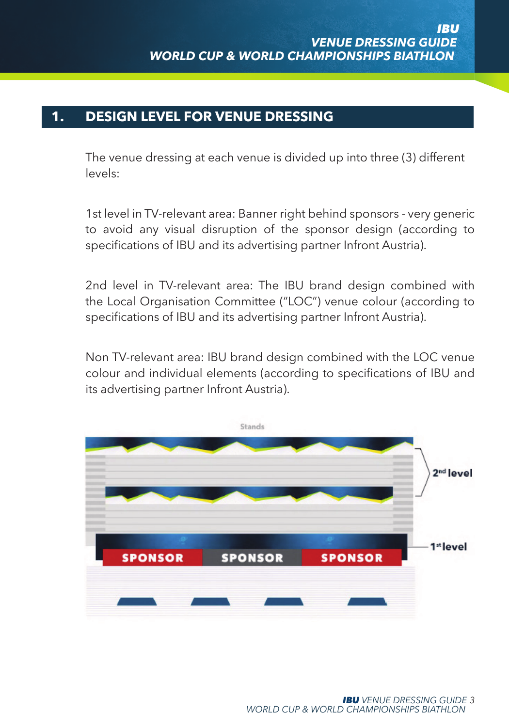## 1. DESIGN LEVEL FOR VENUE DRESSING

The venue dressing at each venue is divided up into three (3) different levels:

1st level in TV-relevant area: Banner right behind sponsors - very generic to avoid any visual disruption of the sponsor design (according to specifications of IBU and its advertising partner Infront Austria).

2nd level in TV-relevant area: The IBU brand design combined with the Local Organisation Committee ("LOC") venue colour (according to specifications of IBU and its advertising partner Infront Austria).

Non TV-relevant area: IBU brand design combined with the LOC venue colour and individual elements (according to specifications of IBU and its advertising partner Infront Austria).

Stands

2nd level

1st level

SPONSOR SPONSOR SPONSOR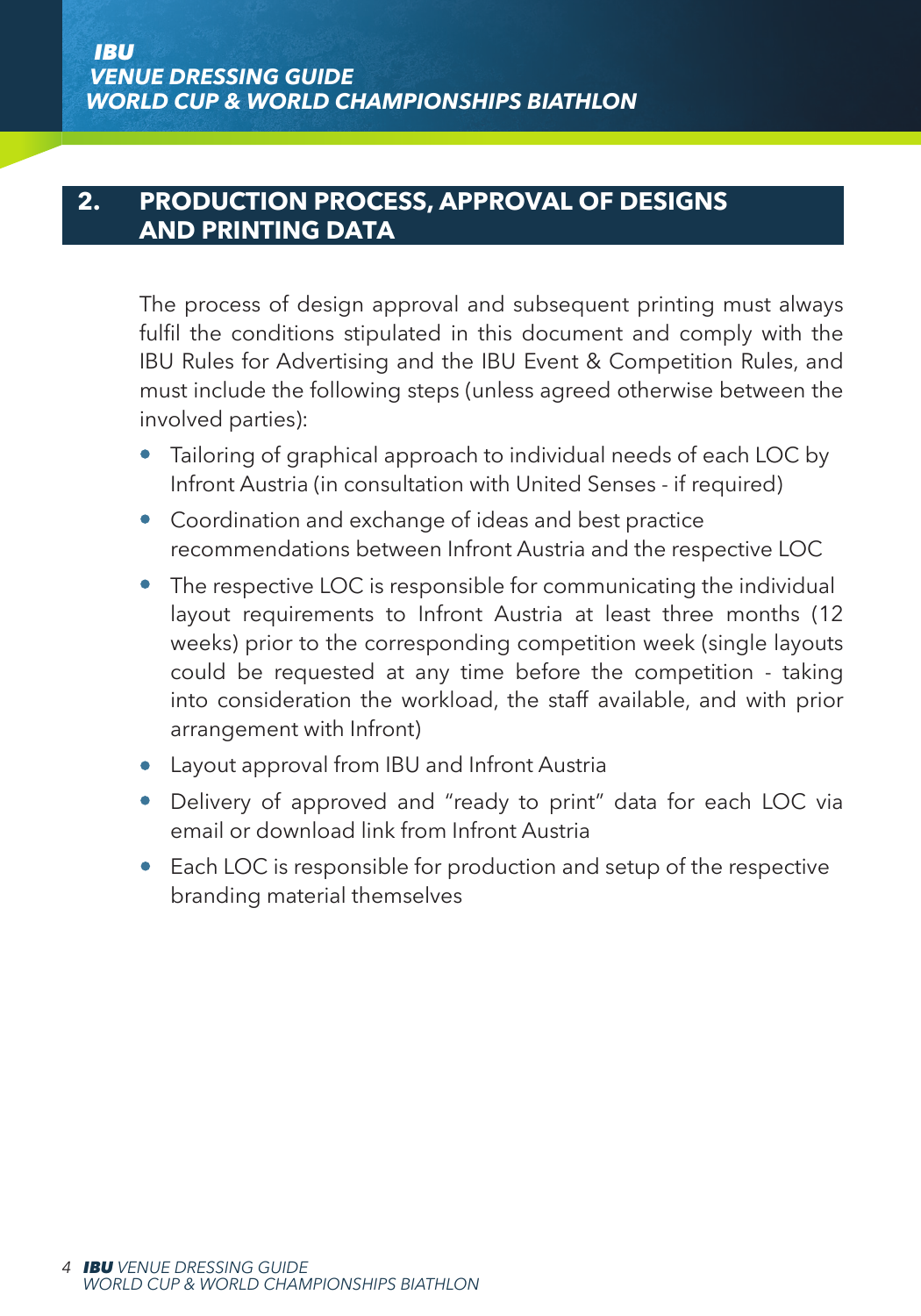## 2. PRODUCTION PROCESS, APPROVAL OF DESIGNS AND PRINTING DATA

The process of design approval and subsequent printing must always fulfil the conditions stipulated in this document and comply with the IBU Rules for Advertising and the IBU Event & Competition Rules, and must include the following steps (unless agreed otherwise between the involved parties):

- Tailoring of graphical approach to individual needs of each LOC by Infront Austria (in consultation with United Senses - if required)
- Coordination and exchange of ideas and best practice recommendations between Infront Austria and the respective LOC
- The respective LOC is responsible for communicating the individual layout requirements to Infront Austria at least three months (12 weeks) prior to the corresponding competition week (single layouts could be requested at any time before the competition - taking into consideration the workload, the staff available, and with prior arrangement with Infront)
- Layout approval from IBU and Infront Austria
- Delivery of approved and "ready to print" data for each LOC via email or download link from Infront Austria
- Each LOC is responsible for production and setup of the respective branding material themselves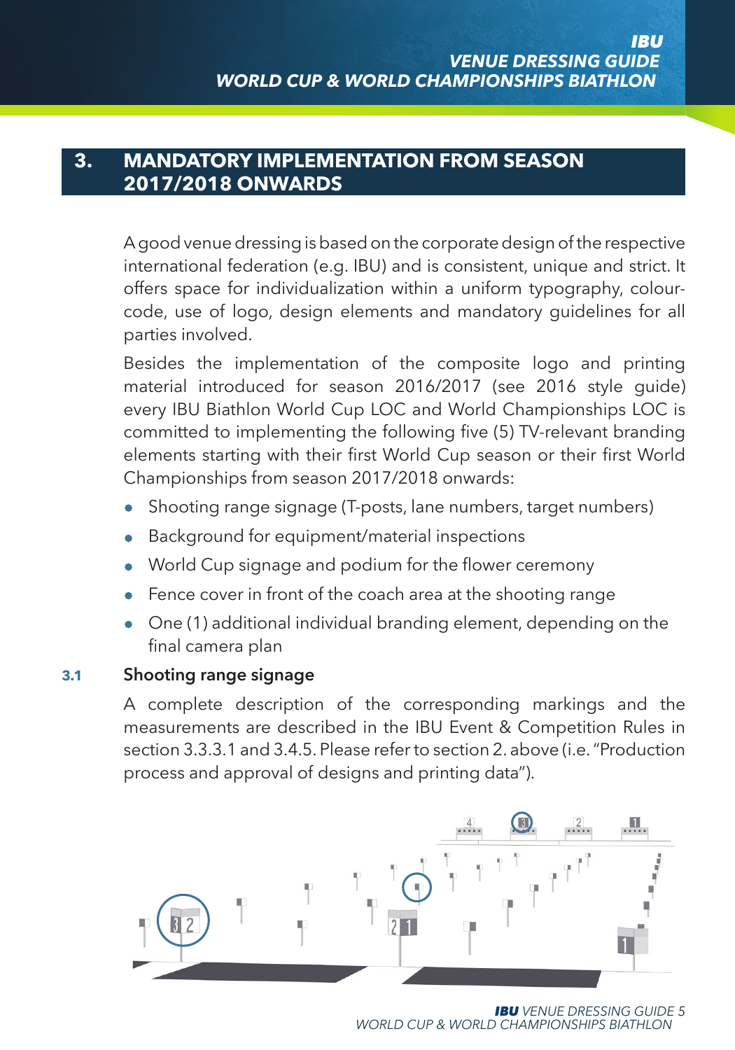## 3. MANDATORY IMPLEMENTATION FROM SEASON 2017/2018 ONWARDS

A good venue dressing is based on the corporate design of the respective international federation (e.g. IBU) and is consistent, unique and strict. It offers space for individualization within a uniform typography, colour-code, use of logo, design elements and mandatory guidelines for all parties involved.

Besides the implementation of the composite logo and printing material introduced for season 2016/2017 (see 2016 style guide) every IBU Biathlon World Cup LOC and World Championships LOC is committed to implementing the following five (5) TV-relevant branding elements starting with their first World Cup season or their first World Championships from season 2017/2018 onwards:

- Shooting range signage (T-posts, lane numbers, target numbers)
- Background for equipment/material inspections
- World Cup signage and podium for the flower ceremony
- Fence cover in front of the coach area at the shooting range
- One (1) additional individual branding element, depending on the final camera plan

### 3.1 Shooting range signage

A complete description of the corresponding markings and the measurements are described in the IBU Event & Competition Rules in section 3.3.3.1 and 3.4.5. Please refer to section 2. above (i.e. "Production process and approval of designs and printing data").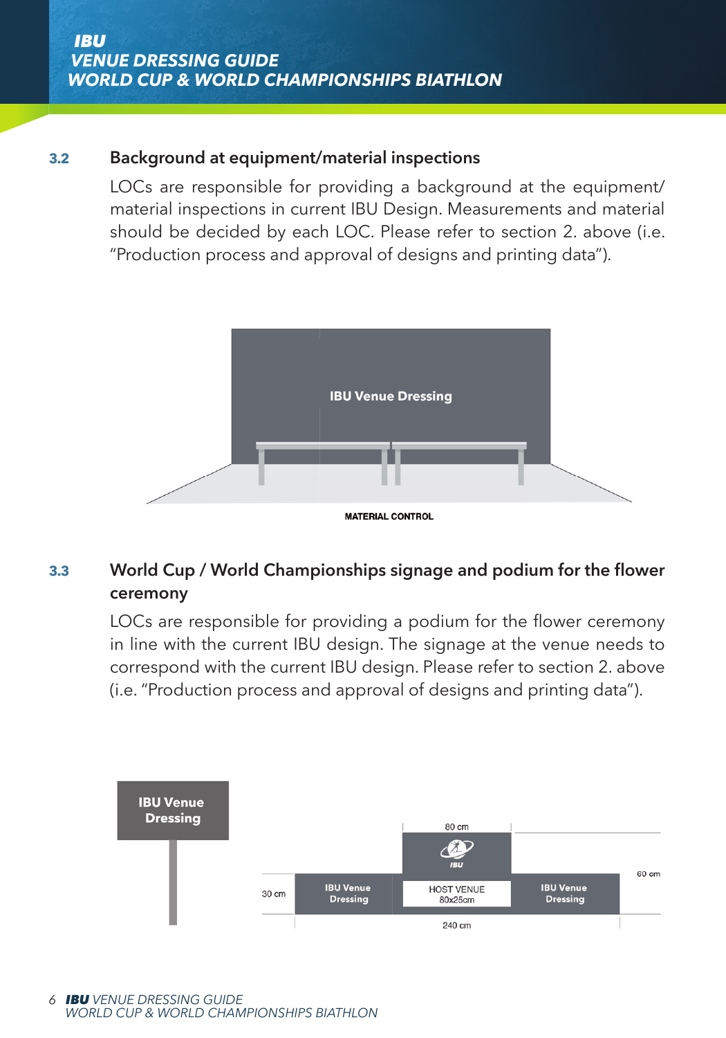### 3.2 Background at equipment/material inspections

LOCs are responsible for providing a background at the equipment/ material inspections in current IBU Design. Measurements and material should be decided by each LOC. Please refer to section 2. above (i.e. "Production process and approval of designs and printing data").

IBU Venue Dressing

MATERIAL CONTROL

### 3.3 World Cup / World Championships signage and podium for the flower ceremony

LOCs are responsible for providing a podium for the flower ceremony in line with the current IBU design. The signage at the venue needs to correspond with the current IBU design. Please refer to section 2. above (i.e. "Production process and approval of designs and printing data").

IBU Venue Dressing

80 cm

IBU

IBU Venue Dressing | HOST VENUE 80x25cm | IBU Venue Dressing

30 cm

60 cm

240 cm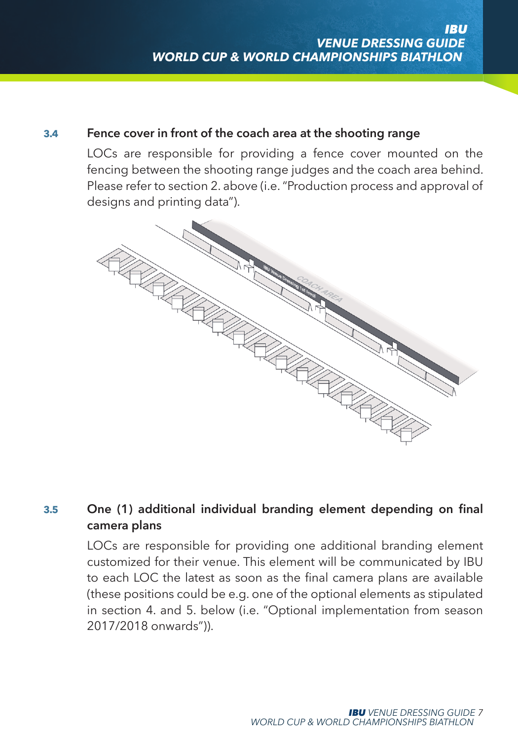### 3.4 Fence cover in front of the coach area at the shooting range

LOCs are responsible for providing a fence cover mounted on the fencing between the shooting range judges and the coach area behind. Please refer to section 2. above (i.e. "Production process and approval of designs and printing data").

### 3.5 One (1) additional individual branding element depending on final camera plans

LOCs are responsible for providing one additional branding element customized for their venue. This element will be communicated by IBU to each LOC the latest as soon as the final camera plans are available (these positions could be e.g. one of the optional elements as stipulated in section 4. and 5. below (i.e. "Optional implementation from season 2017/2018 onwards")).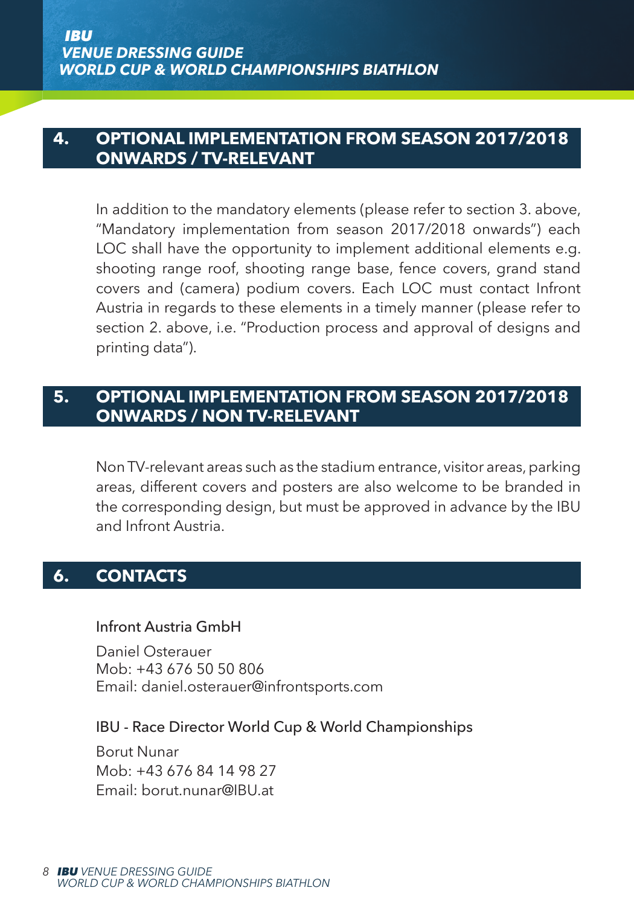## 4. OPTIONAL IMPLEMENTATION FROM SEASON 2017/2018 ONWARDS / TV-RELEVANT

In addition to the mandatory elements (please refer to section 3. above, "Mandatory implementation from season 2017/2018 onwards") each LOC shall have the opportunity to implement additional elements e.g. shooting range roof, shooting range base, fence covers, grand stand covers and (camera) podium covers. Each LOC must contact Infront Austria in regards to these elements in a timely manner (please refer to section 2. above, i.e. "Production process and approval of designs and printing data").

## 5. OPTIONAL IMPLEMENTATION FROM SEASON 2017/2018 ONWARDS / NON TV-RELEVANT

Non TV-relevant areas such as the stadium entrance, visitor areas, parking areas, different covers and posters are also welcome to be branded in the corresponding design, but must be approved in advance by the IBU and Infront Austria.

## 6. CONTACTS

Infront Austria GmbH

Daniel Osterauer
Mob: +43 676 50 50 806
Email: daniel.osterauer@infrontsports.com

IBU - Race Director World Cup & World Championships

Borut Nunar
Mob: +43 676 84 14 98 27
Email: borut.nunar@IBU.at